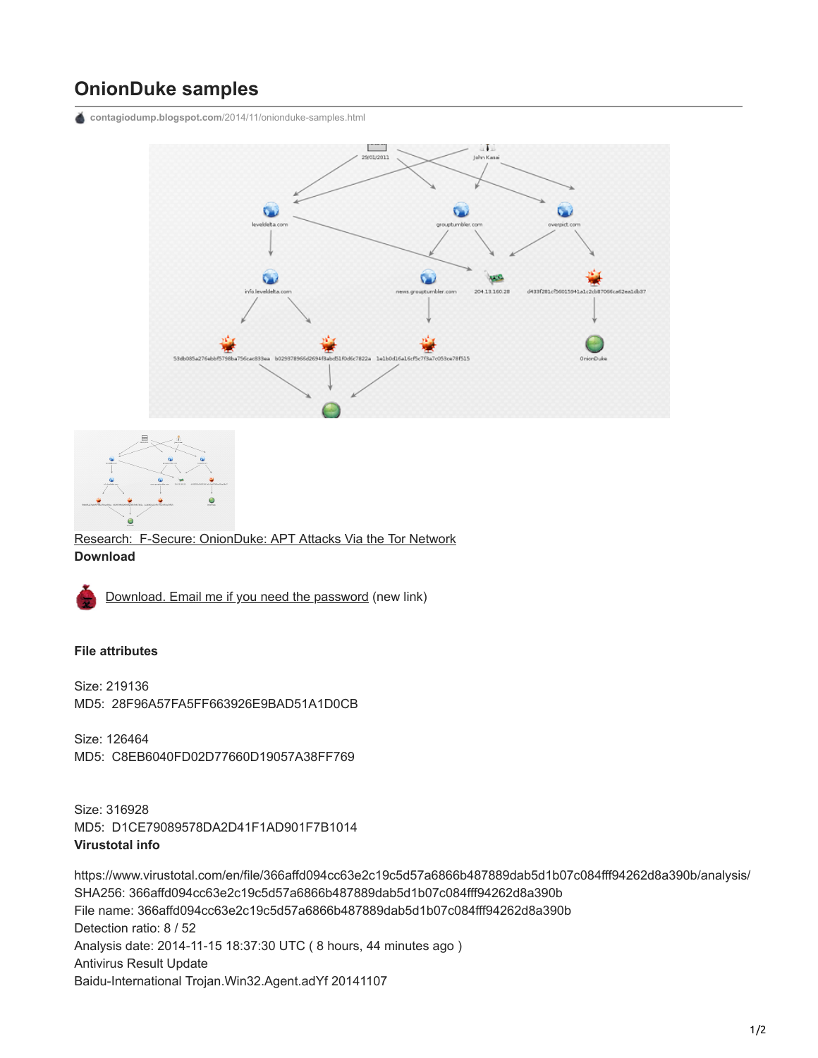# OnionDuke samples

contagiodump.blogspot.com/2014/11/onionduke-samples.html

[Research: F-Secure: OnionDuke: APT Attacks Via the Tor Network](#)

**Download**

[Download. Email me if you need the password](#) (new link)

**File attributes**

Size: 219136
MD5: 28F96A57FA5FF663926E9BAD51A1D0CB

Size: 126464
MD5: C8EB6040FD02D77660D19057A38FF769

Size: 316928
MD5: D1CE79089578DA2D41F1AD901F7B1014

**Virustotal info**

https://www.virustotal.com/en/file/366affd094cc63e2c19c5d57a6866b487889dab5d1b07c084fff94262d8a390b/analysis/
SHA256: 366affd094cc63e2c19c5d57a6866b487889dab5d1b07c084fff94262d8a390b
File name: 366affd094cc63e2c19c5d57a6866b487889dab5d1b07c084fff94262d8a390b
Detection ratio: 8 / 52
Analysis date: 2014-11-15 18:37:30 UTC ( 8 hours, 44 minutes ago )
Antivirus Result Update
Baidu-International Trojan.Win32.Agent.adYf 20141107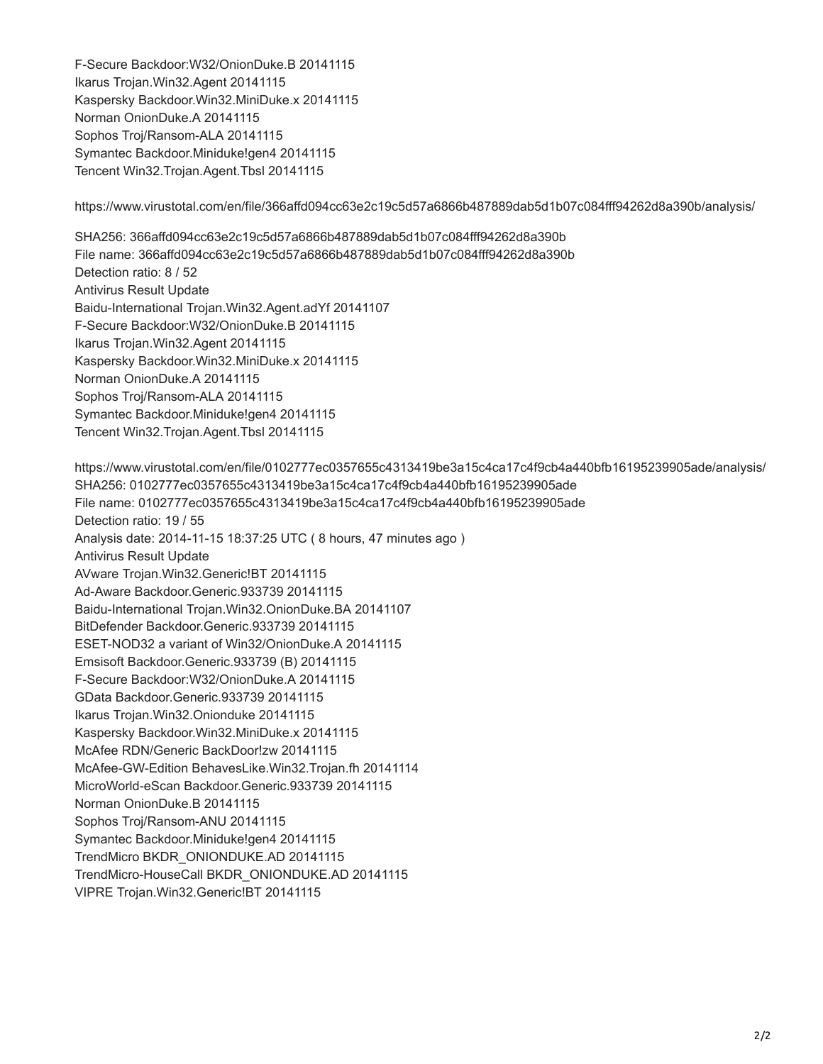F-Secure Backdoor:W32/OnionDuke.B 20141115
Ikarus Trojan.Win32.Agent 20141115
Kaspersky Backdoor.Win32.MiniDuke.x 20141115
Norman OnionDuke.A 20141115
Sophos Troj/Ransom-ALA 20141115
Symantec Backdoor.Miniduke!gen4 20141115
Tencent Win32.Trojan.Agent.Tbsl 20141115

https://www.virustotal.com/en/file/366affd094cc63e2c19c5d57a6866b487889dab5d1b07c084fff94262d8a390b/analysis/

SHA256: 366affd094cc63e2c19c5d57a6866b487889dab5d1b07c084fff94262d8a390b
File name: 366affd094cc63e2c19c5d57a6866b487889dab5d1b07c084fff94262d8a390b
Detection ratio: 8 / 52
Antivirus Result Update
Baidu-International Trojan.Win32.Agent.adYf 20141107
F-Secure Backdoor:W32/OnionDuke.B 20141115
Ikarus Trojan.Win32.Agent 20141115
Kaspersky Backdoor.Win32.MiniDuke.x 20141115
Norman OnionDuke.A 20141115
Sophos Troj/Ransom-ALA 20141115
Symantec Backdoor.Miniduke!gen4 20141115
Tencent Win32.Trojan.Agent.Tbsl 20141115

https://www.virustotal.com/en/file/0102777ec0357655c4313419be3a15c4ca17c4f9cb4a440bfb16195239905ade/analysis/
SHA256: 0102777ec0357655c4313419be3a15c4ca17c4f9cb4a440bfb16195239905ade
File name: 0102777ec0357655c4313419be3a15c4ca17c4f9cb4a440bfb16195239905ade
Detection ratio: 19 / 55
Analysis date: 2014-11-15 18:37:25 UTC ( 8 hours, 47 minutes ago )
Antivirus Result Update
AVware Trojan.Win32.Generic!BT 20141115
Ad-Aware Backdoor.Generic.933739 20141115
Baidu-International Trojan.Win32.OnionDuke.BA 20141107
BitDefender Backdoor.Generic.933739 20141115
ESET-NOD32 a variant of Win32/OnionDuke.A 20141115
Emsisoft Backdoor.Generic.933739 (B) 20141115
F-Secure Backdoor:W32/OnionDuke.A 20141115
GData Backdoor.Generic.933739 20141115
Ikarus Trojan.Win32.Onionduke 20141115
Kaspersky Backdoor.Win32.MiniDuke.x 20141115
McAfee RDN/Generic BackDoor!zw 20141115
McAfee-GW-Edition BehavesLike.Win32.Trojan.fh 20141114
MicroWorld-eScan Backdoor.Generic.933739 20141115
Norman OnionDuke.B 20141115
Sophos Troj/Ransom-ANU 20141115
Symantec Backdoor.Miniduke!gen4 20141115
TrendMicro BKDR_ONIONDUKE.AD 20141115
TrendMicro-HouseCall BKDR_ONIONDUKE.AD 20141115
VIPRE Trojan.Win32.Generic!BT 20141115